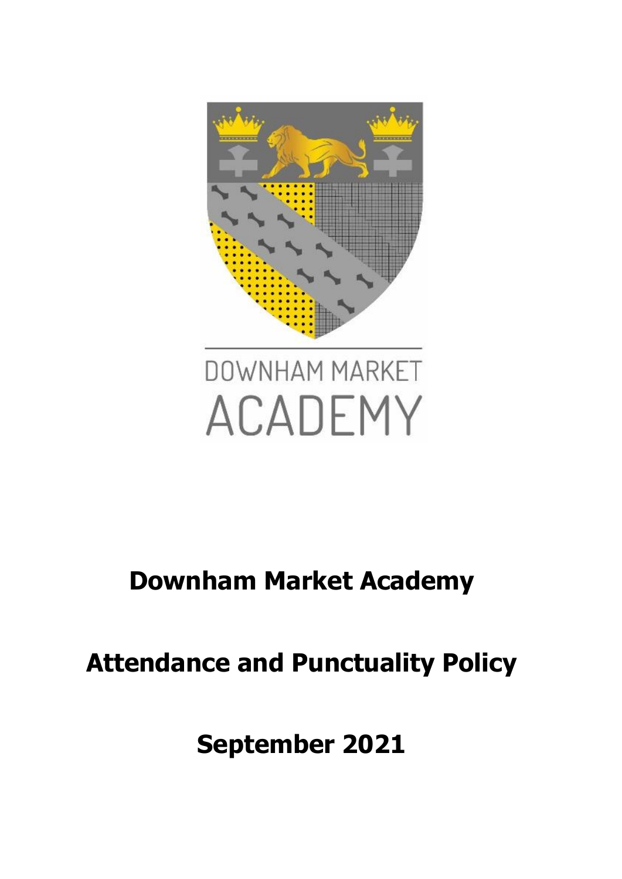DOWNHAM MARKET ACADEMY

# Downham Market Academy

# Attendance and Punctuality Policy

# September 2021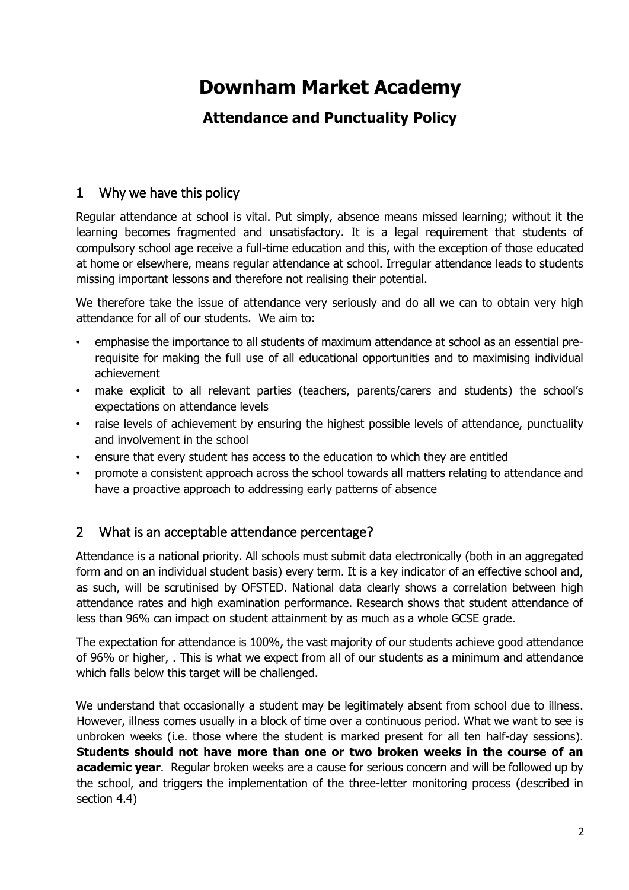# Downham Market Academy

## Attendance and Punctuality Policy

## 1 Why we have this policy

Regular attendance at school is vital. Put simply, absence means missed learning; without it the learning becomes fragmented and unsatisfactory. It is a legal requirement that students of compulsory school age receive a full-time education and this, with the exception of those educated at home or elsewhere, means regular attendance at school. Irregular attendance leads to students missing important lessons and therefore not realising their potential.

We therefore take the issue of attendance very seriously and do all we can to obtain very high attendance for all of our students. We aim to:

- emphasise the importance to all students of maximum attendance at school as an essential pre-requisite for making the full use of all educational opportunities and to maximising individual achievement
- make explicit to all relevant parties (teachers, parents/carers and students) the school's expectations on attendance levels
- raise levels of achievement by ensuring the highest possible levels of attendance, punctuality and involvement in the school
- ensure that every student has access to the education to which they are entitled
- promote a consistent approach across the school towards all matters relating to attendance and have a proactive approach to addressing early patterns of absence

## 2 What is an acceptable attendance percentage?

Attendance is a national priority. All schools must submit data electronically (both in an aggregated form and on an individual student basis) every term. It is a key indicator of an effective school and, as such, will be scrutinised by OFSTED. National data clearly shows a correlation between high attendance rates and high examination performance. Research shows that student attendance of less than 96% can impact on student attainment by as much as a whole GCSE grade.

The expectation for attendance is 100%, the vast majority of our students achieve good attendance of 96% or higher, . This is what we expect from all of our students as a minimum and attendance which falls below this target will be challenged.

We understand that occasionally a student may be legitimately absent from school due to illness. However, illness comes usually in a block of time over a continuous period. What we want to see is unbroken weeks (i.e. those where the student is marked present for all ten half-day sessions). **Students should not have more than one or two broken weeks in the course of an academic year**. Regular broken weeks are a cause for serious concern and will be followed up by the school, and triggers the implementation of the three-letter monitoring process (described in section 4.4)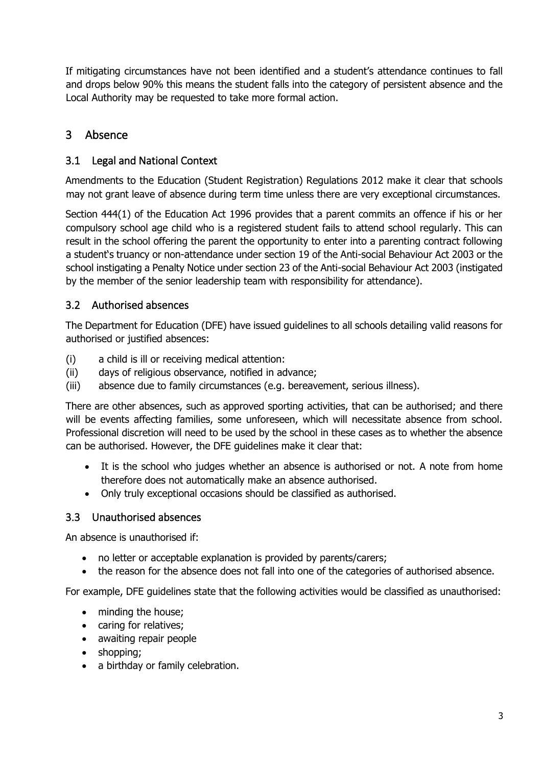If mitigating circumstances have not been identified and a student's attendance continues to fall and drops below 90% this means the student falls into the category of persistent absence and the Local Authority may be requested to take more formal action.

# 3 Absence

## 3.1 Legal and National Context

Amendments to the Education (Student Registration) Regulations 2012 make it clear that schools may not grant leave of absence during term time unless there are very exceptional circumstances.

Section 444(1) of the Education Act 1996 provides that a parent commits an offence if his or her compulsory school age child who is a registered student fails to attend school regularly. This can result in the school offering the parent the opportunity to enter into a parenting contract following a student's truancy or non-attendance under section 19 of the Anti-social Behaviour Act 2003 or the school instigating a Penalty Notice under section 23 of the Anti-social Behaviour Act 2003 (instigated by the member of the senior leadership team with responsibility for attendance).

## 3.2 Authorised absences

The Department for Education (DFE) have issued guidelines to all schools detailing valid reasons for authorised or justified absences:

(i) a child is ill or receiving medical attention:
(ii) days of religious observance, notified in advance;
(iii) absence due to family circumstances (e.g. bereavement, serious illness).

There are other absences, such as approved sporting activities, that can be authorised; and there will be events affecting families, some unforeseen, which will necessitate absence from school. Professional discretion will need to be used by the school in these cases as to whether the absence can be authorised. However, the DFE guidelines make it clear that:

- It is the school who judges whether an absence is authorised or not. A note from home therefore does not automatically make an absence authorised.
- Only truly exceptional occasions should be classified as authorised.

## 3.3 Unauthorised absences

An absence is unauthorised if:

- no letter or acceptable explanation is provided by parents/carers;
- the reason for the absence does not fall into one of the categories of authorised absence.

For example, DFE guidelines state that the following activities would be classified as unauthorised:

- minding the house;
- caring for relatives;
- awaiting repair people
- shopping;
- a birthday or family celebration.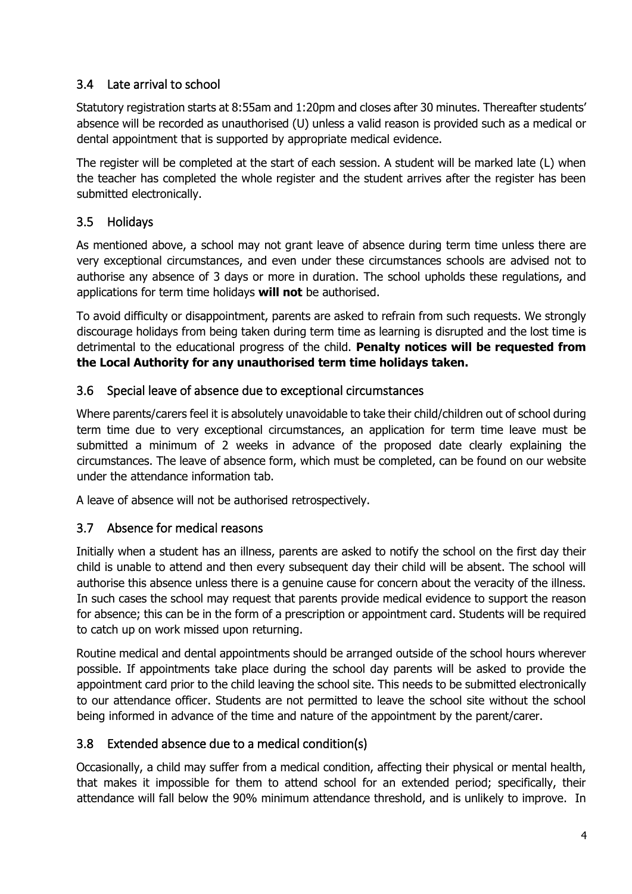### 3.4 Late arrival to school

Statutory registration starts at 8:55am and 1:20pm and closes after 30 minutes. Thereafter students' absence will be recorded as unauthorised (U) unless a valid reason is provided such as a medical or dental appointment that is supported by appropriate medical evidence.

The register will be completed at the start of each session. A student will be marked late (L) when the teacher has completed the whole register and the student arrives after the register has been submitted electronically.

### 3.5 Holidays

As mentioned above, a school may not grant leave of absence during term time unless there are very exceptional circumstances, and even under these circumstances schools are advised not to authorise any absence of 3 days or more in duration. The school upholds these regulations, and applications for term time holidays **will not** be authorised.

To avoid difficulty or disappointment, parents are asked to refrain from such requests. We strongly discourage holidays from being taken during term time as learning is disrupted and the lost time is detrimental to the educational progress of the child. **Penalty notices will be requested from the Local Authority for any unauthorised term time holidays taken.**

### 3.6 Special leave of absence due to exceptional circumstances

Where parents/carers feel it is absolutely unavoidable to take their child/children out of school during term time due to very exceptional circumstances, an application for term time leave must be submitted a minimum of 2 weeks in advance of the proposed date clearly explaining the circumstances. The leave of absence form, which must be completed, can be found on our website under the attendance information tab.

A leave of absence will not be authorised retrospectively.

### 3.7 Absence for medical reasons

Initially when a student has an illness, parents are asked to notify the school on the first day their child is unable to attend and then every subsequent day their child will be absent. The school will authorise this absence unless there is a genuine cause for concern about the veracity of the illness. In such cases the school may request that parents provide medical evidence to support the reason for absence; this can be in the form of a prescription or appointment card. Students will be required to catch up on work missed upon returning.

Routine medical and dental appointments should be arranged outside of the school hours wherever possible. If appointments take place during the school day parents will be asked to provide the appointment card prior to the child leaving the school site. This needs to be submitted electronically to our attendance officer. Students are not permitted to leave the school site without the school being informed in advance of the time and nature of the appointment by the parent/carer.

### 3.8 Extended absence due to a medical condition(s)

Occasionally, a child may suffer from a medical condition, affecting their physical or mental health, that makes it impossible for them to attend school for an extended period; specifically, their attendance will fall below the 90% minimum attendance threshold, and is unlikely to improve. In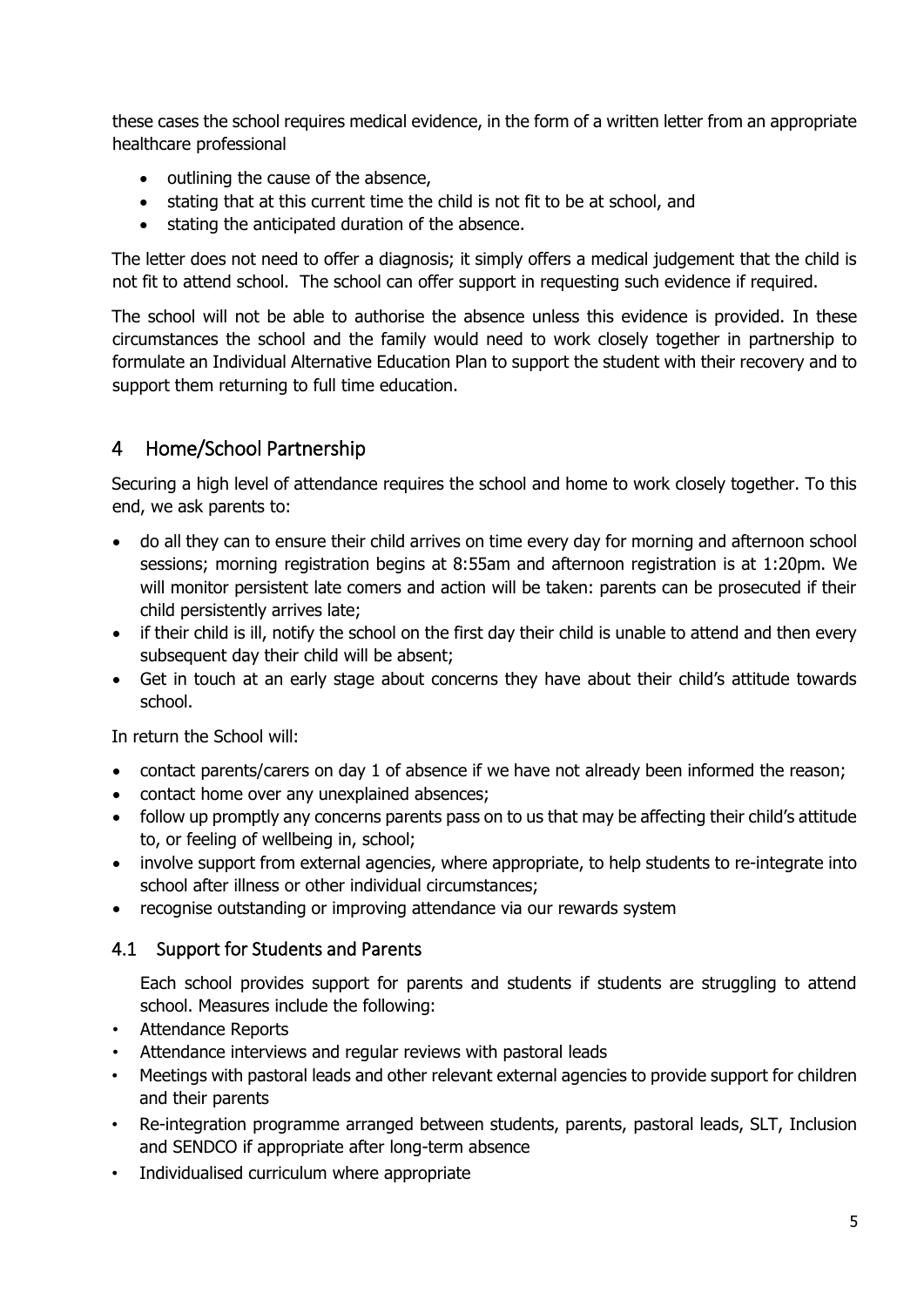these cases the school requires medical evidence, in the form of a written letter from an appropriate healthcare professional

- outlining the cause of the absence,
- stating that at this current time the child is not fit to be at school, and
- stating the anticipated duration of the absence.

The letter does not need to offer a diagnosis; it simply offers a medical judgement that the child is not fit to attend school. The school can offer support in requesting such evidence if required.

The school will not be able to authorise the absence unless this evidence is provided. In these circumstances the school and the family would need to work closely together in partnership to formulate an Individual Alternative Education Plan to support the student with their recovery and to support them returning to full time education.

## 4 Home/School Partnership

Securing a high level of attendance requires the school and home to work closely together. To this end, we ask parents to:

- do all they can to ensure their child arrives on time every day for morning and afternoon school sessions; morning registration begins at 8:55am and afternoon registration is at 1:20pm. We will monitor persistent late comers and action will be taken: parents can be prosecuted if their child persistently arrives late;
- if their child is ill, notify the school on the first day their child is unable to attend and then every subsequent day their child will be absent;
- Get in touch at an early stage about concerns they have about their child's attitude towards school.

In return the School will:

- contact parents/carers on day 1 of absence if we have not already been informed the reason;
- contact home over any unexplained absences;
- follow up promptly any concerns parents pass on to us that may be affecting their child's attitude to, or feeling of wellbeing in, school;
- involve support from external agencies, where appropriate, to help students to re-integrate into school after illness or other individual circumstances;
- recognise outstanding or improving attendance via our rewards system

### 4.1 Support for Students and Parents

Each school provides support for parents and students if students are struggling to attend school. Measures include the following:

- Attendance Reports
- Attendance interviews and regular reviews with pastoral leads
- Meetings with pastoral leads and other relevant external agencies to provide support for children and their parents
- Re-integration programme arranged between students, parents, pastoral leads, SLT, Inclusion and SENDCO if appropriate after long-term absence
- Individualised curriculum where appropriate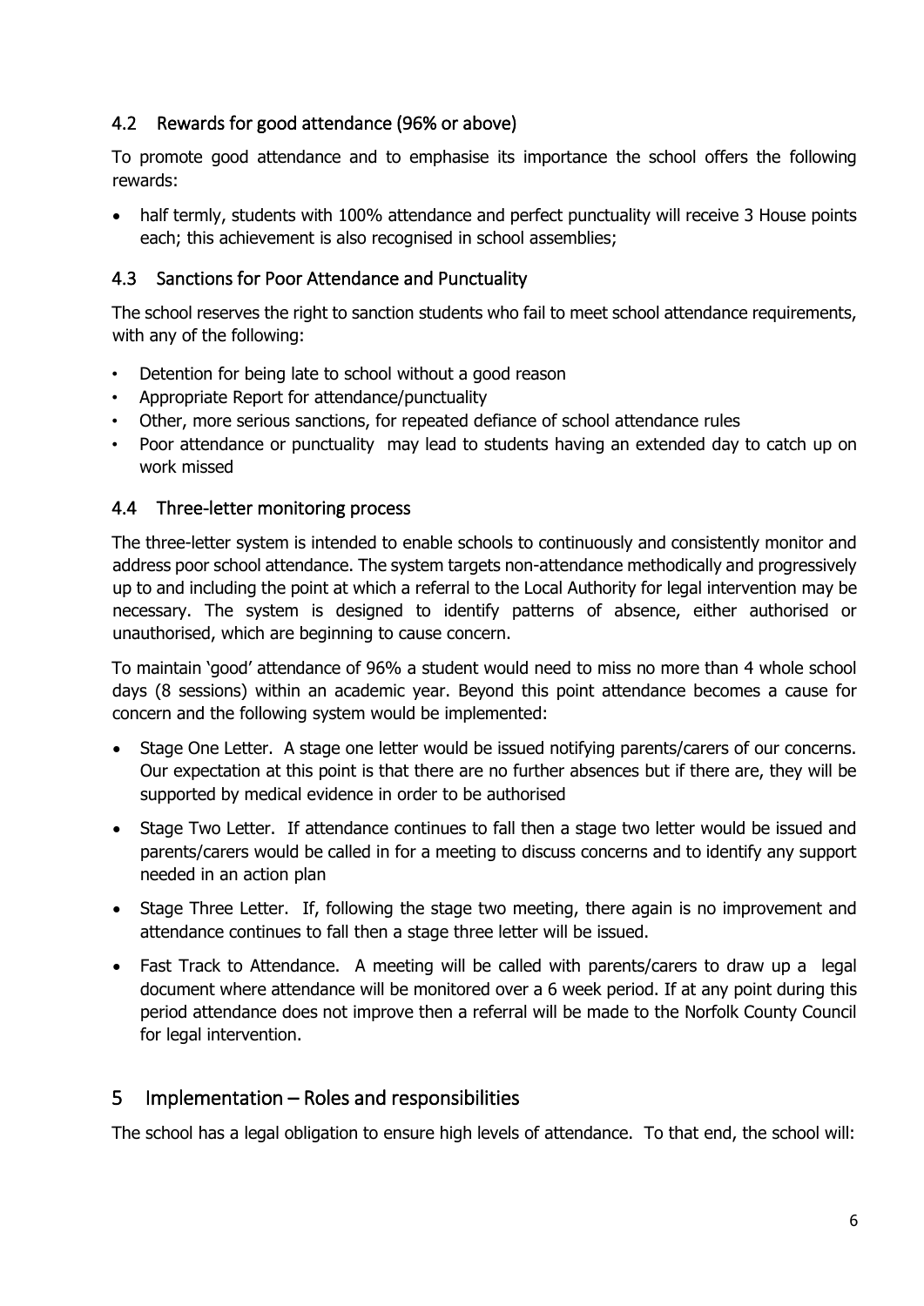### 4.2 Rewards for good attendance (96% or above)

To promote good attendance and to emphasise its importance the school offers the following rewards:

- half termly, students with 100% attendance and perfect punctuality will receive 3 House points each; this achievement is also recognised in school assemblies;

### 4.3 Sanctions for Poor Attendance and Punctuality

The school reserves the right to sanction students who fail to meet school attendance requirements, with any of the following:

- Detention for being late to school without a good reason
- Appropriate Report for attendance/punctuality
- Other, more serious sanctions, for repeated defiance of school attendance rules
- Poor attendance or punctuality may lead to students having an extended day to catch up on work missed

### 4.4 Three-letter monitoring process

The three-letter system is intended to enable schools to continuously and consistently monitor and address poor school attendance. The system targets non-attendance methodically and progressively up to and including the point at which a referral to the Local Authority for legal intervention may be necessary. The system is designed to identify patterns of absence, either authorised or unauthorised, which are beginning to cause concern.

To maintain 'good' attendance of 96% a student would need to miss no more than 4 whole school days (8 sessions) within an academic year. Beyond this point attendance becomes a cause for concern and the following system would be implemented:

- Stage One Letter. A stage one letter would be issued notifying parents/carers of our concerns. Our expectation at this point is that there are no further absences but if there are, they will be supported by medical evidence in order to be authorised
- Stage Two Letter. If attendance continues to fall then a stage two letter would be issued and parents/carers would be called in for a meeting to discuss concerns and to identify any support needed in an action plan
- Stage Three Letter. If, following the stage two meeting, there again is no improvement and attendance continues to fall then a stage three letter will be issued.
- Fast Track to Attendance. A meeting will be called with parents/carers to draw up a legal document where attendance will be monitored over a 6 week period. If at any point during this period attendance does not improve then a referral will be made to the Norfolk County Council for legal intervention.

## 5 Implementation – Roles and responsibilities

The school has a legal obligation to ensure high levels of attendance. To that end, the school will: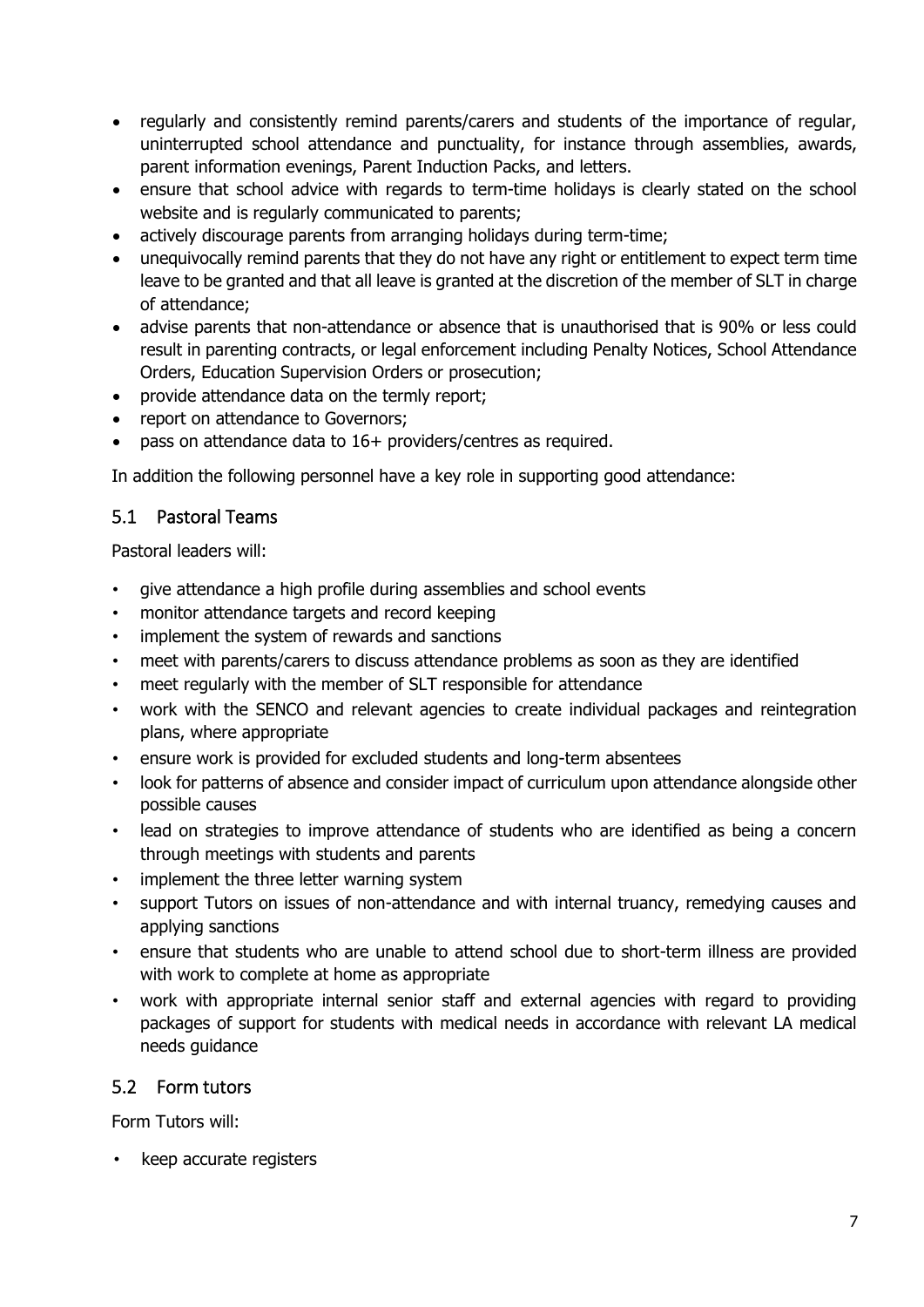- regularly and consistently remind parents/carers and students of the importance of regular, uninterrupted school attendance and punctuality, for instance through assemblies, awards, parent information evenings, Parent Induction Packs, and letters.
- ensure that school advice with regards to term-time holidays is clearly stated on the school website and is regularly communicated to parents;
- actively discourage parents from arranging holidays during term-time;
- unequivocally remind parents that they do not have any right or entitlement to expect term time leave to be granted and that all leave is granted at the discretion of the member of SLT in charge of attendance;
- advise parents that non-attendance or absence that is unauthorised that is 90% or less could result in parenting contracts, or legal enforcement including Penalty Notices, School Attendance Orders, Education Supervision Orders or prosecution;
- provide attendance data on the termly report;
- report on attendance to Governors;
- pass on attendance data to 16+ providers/centres as required.

In addition the following personnel have a key role in supporting good attendance:

## 5.1 Pastoral Teams

Pastoral leaders will:

- give attendance a high profile during assemblies and school events
- monitor attendance targets and record keeping
- implement the system of rewards and sanctions
- meet with parents/carers to discuss attendance problems as soon as they are identified
- meet regularly with the member of SLT responsible for attendance
- work with the SENCO and relevant agencies to create individual packages and reintegration plans, where appropriate
- ensure work is provided for excluded students and long-term absentees
- look for patterns of absence and consider impact of curriculum upon attendance alongside other possible causes
- lead on strategies to improve attendance of students who are identified as being a concern through meetings with students and parents
- implement the three letter warning system
- support Tutors on issues of non-attendance and with internal truancy, remedying causes and applying sanctions
- ensure that students who are unable to attend school due to short-term illness are provided with work to complete at home as appropriate
- work with appropriate internal senior staff and external agencies with regard to providing packages of support for students with medical needs in accordance with relevant LA medical needs guidance

## 5.2 Form tutors

Form Tutors will:

- keep accurate registers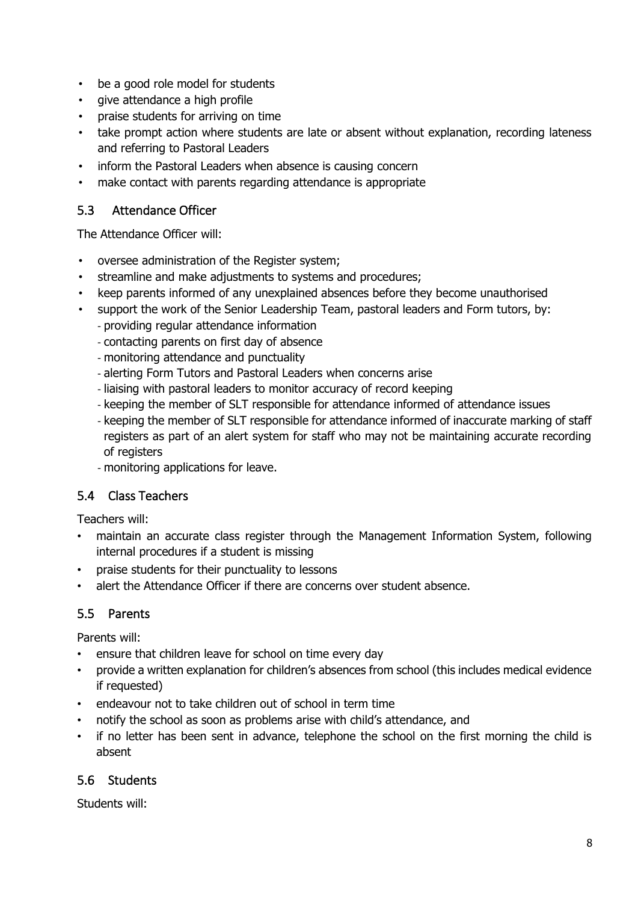- be a good role model for students
- give attendance a high profile
- praise students for arriving on time
- take prompt action where students are late or absent without explanation, recording lateness and referring to Pastoral Leaders
- inform the Pastoral Leaders when absence is causing concern
- make contact with parents regarding attendance is appropriate

## 5.3 Attendance Officer

The Attendance Officer will:

- oversee administration of the Register system;
- streamline and make adjustments to systems and procedures;
- keep parents informed of any unexplained absences before they become unauthorised
- support the work of the Senior Leadership Team, pastoral leaders and Form tutors, by:
  - providing regular attendance information
  - contacting parents on first day of absence
  - monitoring attendance and punctuality
  - alerting Form Tutors and Pastoral Leaders when concerns arise
  - liaising with pastoral leaders to monitor accuracy of record keeping
  - keeping the member of SLT responsible for attendance informed of attendance issues
  - keeping the member of SLT responsible for attendance informed of inaccurate marking of staff registers as part of an alert system for staff who may not be maintaining accurate recording of registers
  - monitoring applications for leave.

## 5.4 Class Teachers

Teachers will:

- maintain an accurate class register through the Management Information System, following internal procedures if a student is missing
- praise students for their punctuality to lessons
- alert the Attendance Officer if there are concerns over student absence.

## 5.5 Parents

Parents will:

- ensure that children leave for school on time every day
- provide a written explanation for children's absences from school (this includes medical evidence if requested)
- endeavour not to take children out of school in term time
- notify the school as soon as problems arise with child's attendance, and
- if no letter has been sent in advance, telephone the school on the first morning the child is absent

## 5.6 Students

Students will: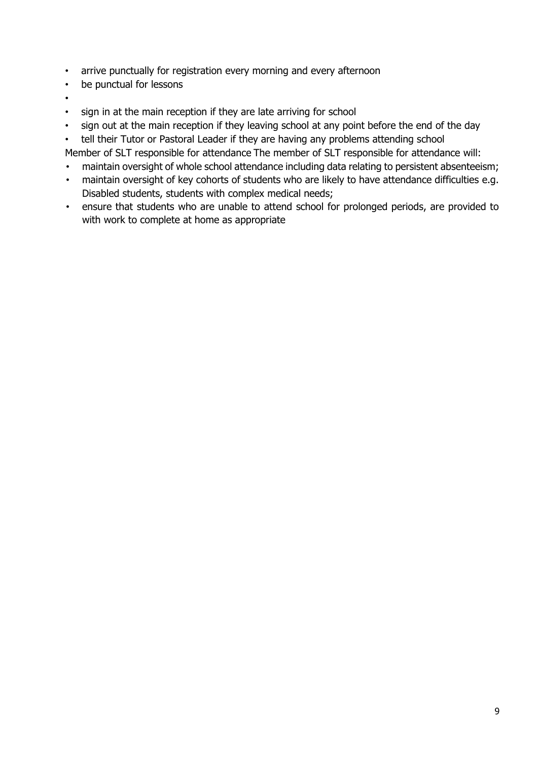- arrive punctually for registration every morning and every afternoon
- be punctual for lessons
- 
- sign in at the main reception if they are late arriving for school
- sign out at the main reception if they leaving school at any point before the end of the day
- tell their Tutor or Pastoral Leader if they are having any problems attending school

Member of SLT responsible for attendance The member of SLT responsible for attendance will:

- maintain oversight of whole school attendance including data relating to persistent absenteeism;
- maintain oversight of key cohorts of students who are likely to have attendance difficulties e.g. Disabled students, students with complex medical needs;
- ensure that students who are unable to attend school for prolonged periods, are provided to with work to complete at home as appropriate